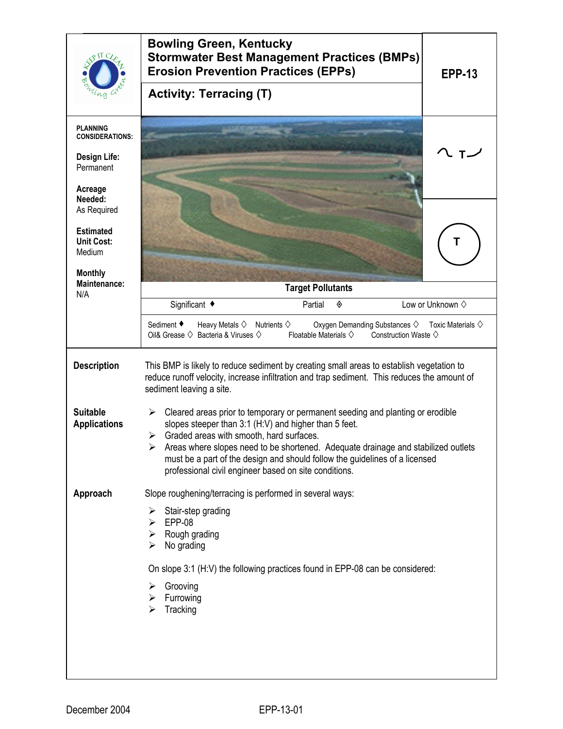# Bowling Green, Kentucky
## Stormwater Best Management Practices (BMPs)
## Erosion Prevention Practices (EPPs)

**EPP-13**

## Activity: Terracing (T)

**PLANNING CONSIDERATIONS:**

**Design Life:**
Permanent

**Acreage Needed:**
As Required

**Estimated Unit Cost:**
Medium

**Monthly Maintenance:**
N/A

**Target Pollutants**

| Significant ♦ | Partial ◈ | Low or Unknown ◇ |
|---|---|---|

Sediment ♦ Heavy Metals ◇ Nutrients ◇ Oxygen Demanding Substances ◇ Toxic Materials ◇
Oil& Grease ◇ Bacteria & Viruses ◇ Floatable Materials ◇ Construction Waste ◇

### Description

This BMP is likely to reduce sediment by creating small areas to establish vegetation to reduce runoff velocity, increase infiltration and trap sediment. This reduces the amount of sediment leaving a site.

### Suitable Applications

- Cleared areas prior to temporary or permanent seeding and planting or erodible slopes steeper than 3:1 (H:V) and higher than 5 feet.
- Graded areas with smooth, hard surfaces.
- Areas where slopes need to be shortened. Adequate drainage and stabilized outlets must be a part of the design and should follow the guidelines of a licensed professional civil engineer based on site conditions.

### Approach

Slope roughening/terracing is performed in several ways:

- Stair-step grading
- EPP-08
- Rough grading
- No grading

On slope 3:1 (H:V) the following practices found in EPP-08 can be considered:

- Grooving
- Furrowing
- Tracking

December 2004 EPP-13-01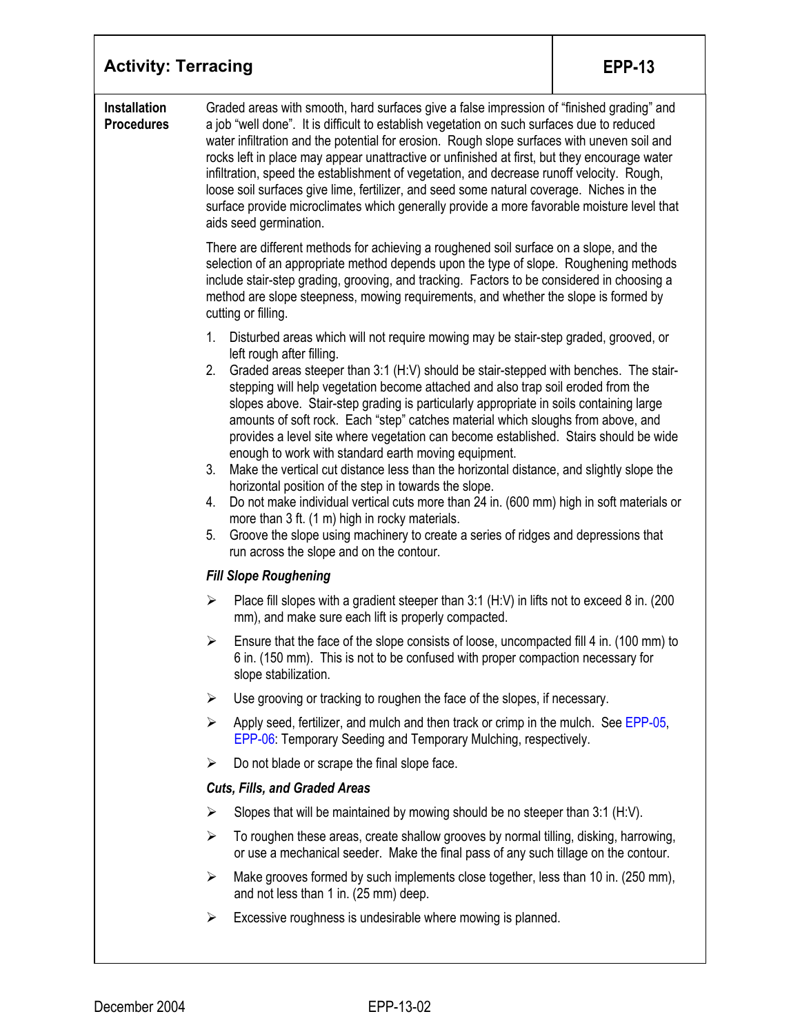| Activity: Terracing | EPP-13 |
|---|---|

**Installation Procedures**

Graded areas with smooth, hard surfaces give a false impression of "finished grading" and a job "well done". It is difficult to establish vegetation on such surfaces due to reduced water infiltration and the potential for erosion. Rough slope surfaces with uneven soil and rocks left in place may appear unattractive or unfinished at first, but they encourage water infiltration, speed the establishment of vegetation, and decrease runoff velocity. Rough, loose soil surfaces give lime, fertilizer, and seed some natural coverage. Niches in the surface provide microclimates which generally provide a more favorable moisture level that aids seed germination.

There are different methods for achieving a roughened soil surface on a slope, and the selection of an appropriate method depends upon the type of slope. Roughening methods include stair-step grading, grooving, and tracking. Factors to be considered in choosing a method are slope steepness, mowing requirements, and whether the slope is formed by cutting or filling.

1. Disturbed areas which will not require mowing may be stair-step graded, grooved, or left rough after filling.
2. Graded areas steeper than 3:1 (H:V) should be stair-stepped with benches. The stair-stepping will help vegetation become attached and also trap soil eroded from the slopes above. Stair-step grading is particularly appropriate in soils containing large amounts of soft rock. Each "step" catches material which sloughs from above, and provides a level site where vegetation can become established. Stairs should be wide enough to work with standard earth moving equipment.
3. Make the vertical cut distance less than the horizontal distance, and slightly slope the horizontal position of the step in towards the slope.
4. Do not make individual vertical cuts more than 24 in. (600 mm) high in soft materials or more than 3 ft. (1 m) high in rocky materials.
5. Groove the slope using machinery to create a series of ridges and depressions that run across the slope and on the contour.

***Fill Slope Roughening***

- Place fill slopes with a gradient steeper than 3:1 (H:V) in lifts not to exceed 8 in. (200 mm), and make sure each lift is properly compacted.
- Ensure that the face of the slope consists of loose, uncompacted fill 4 in. (100 mm) to 6 in. (150 mm). This is not to be confused with proper compaction necessary for slope stabilization.
- Use grooving or tracking to roughen the face of the slopes, if necessary.
- Apply seed, fertilizer, and mulch and then track or crimp in the mulch. See EPP-05, EPP-06: Temporary Seeding and Temporary Mulching, respectively.
- Do not blade or scrape the final slope face.

***Cuts, Fills, and Graded Areas***

- Slopes that will be maintained by mowing should be no steeper than 3:1 (H:V).
- To roughen these areas, create shallow grooves by normal tilling, disking, harrowing, or use a mechanical seeder. Make the final pass of any such tillage on the contour.
- Make grooves formed by such implements close together, less than 10 in. (250 mm), and not less than 1 in. (25 mm) deep.
- Excessive roughness is undesirable where mowing is planned.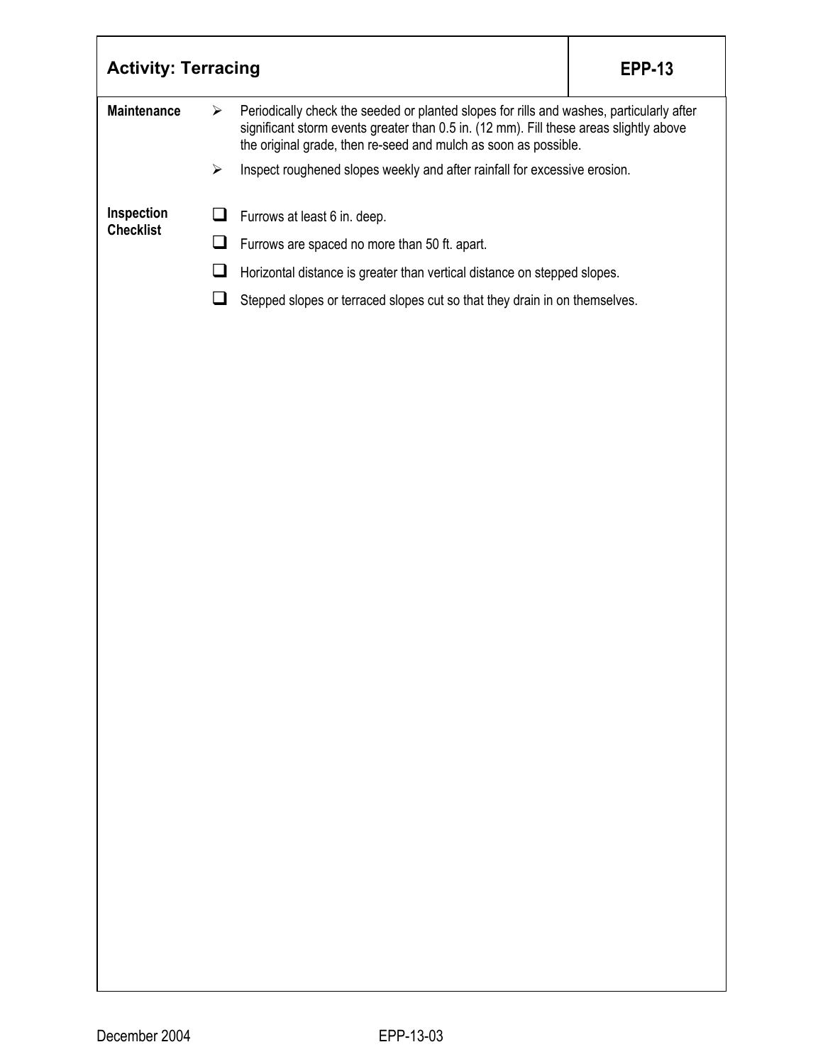## Activity: Terracing — EPP-13

**Maintenance**

- Periodically check the seeded or planted slopes for rills and washes, particularly after significant storm events greater than 0.5 in. (12 mm). Fill these areas slightly above the original grade, then re-seed and mulch as soon as possible.
- Inspect roughened slopes weekly and after rainfall for excessive erosion.

**Inspection Checklist**

- [ ] Furrows at least 6 in. deep.
- [ ] Furrows are spaced no more than 50 ft. apart.
- [ ] Horizontal distance is greater than vertical distance on stepped slopes.
- [ ] Stepped slopes or terraced slopes cut so that they drain in on themselves.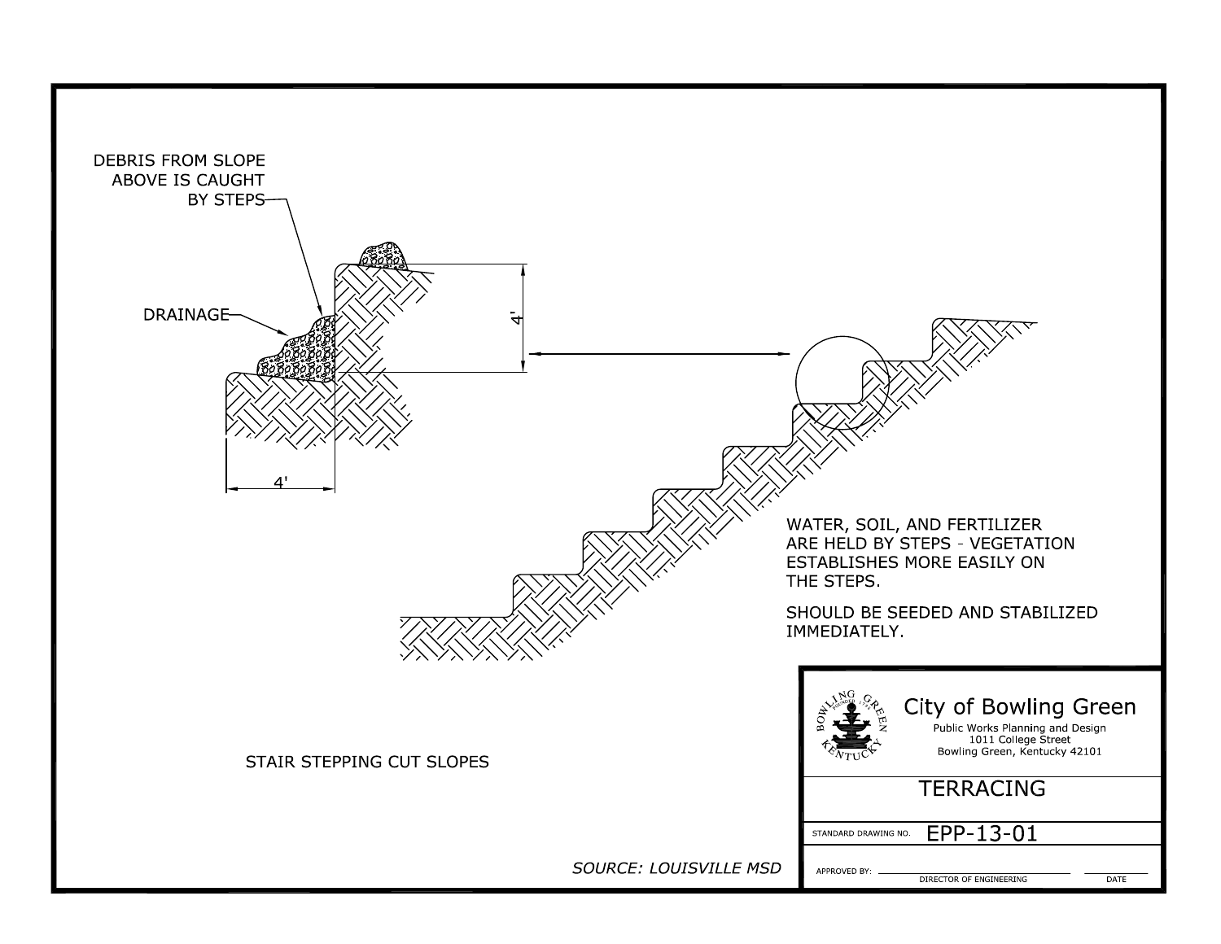DEBRIS FROM SLOPE ABOVE IS CAUGHT BY STEPS

DRAINAGE

4'

4'

WATER, SOIL, AND FERTILIZER ARE HELD BY STEPS - VEGETATION ESTABLISHES MORE EASILY ON THE STEPS.

SHOULD BE SEEDED AND STABILIZED IMMEDIATELY.

STAIR STEPPING CUT SLOPES

*SOURCE: LOUISVILLE MSD*

City of Bowling Green
Public Works Planning and Design
1011 College Street
Bowling Green, Kentucky 42101

## TERRACING

STANDARD DRAWING NO. EPP-13-01

APPROVED BY: ______________________ DIRECTOR OF ENGINEERING ______ DATE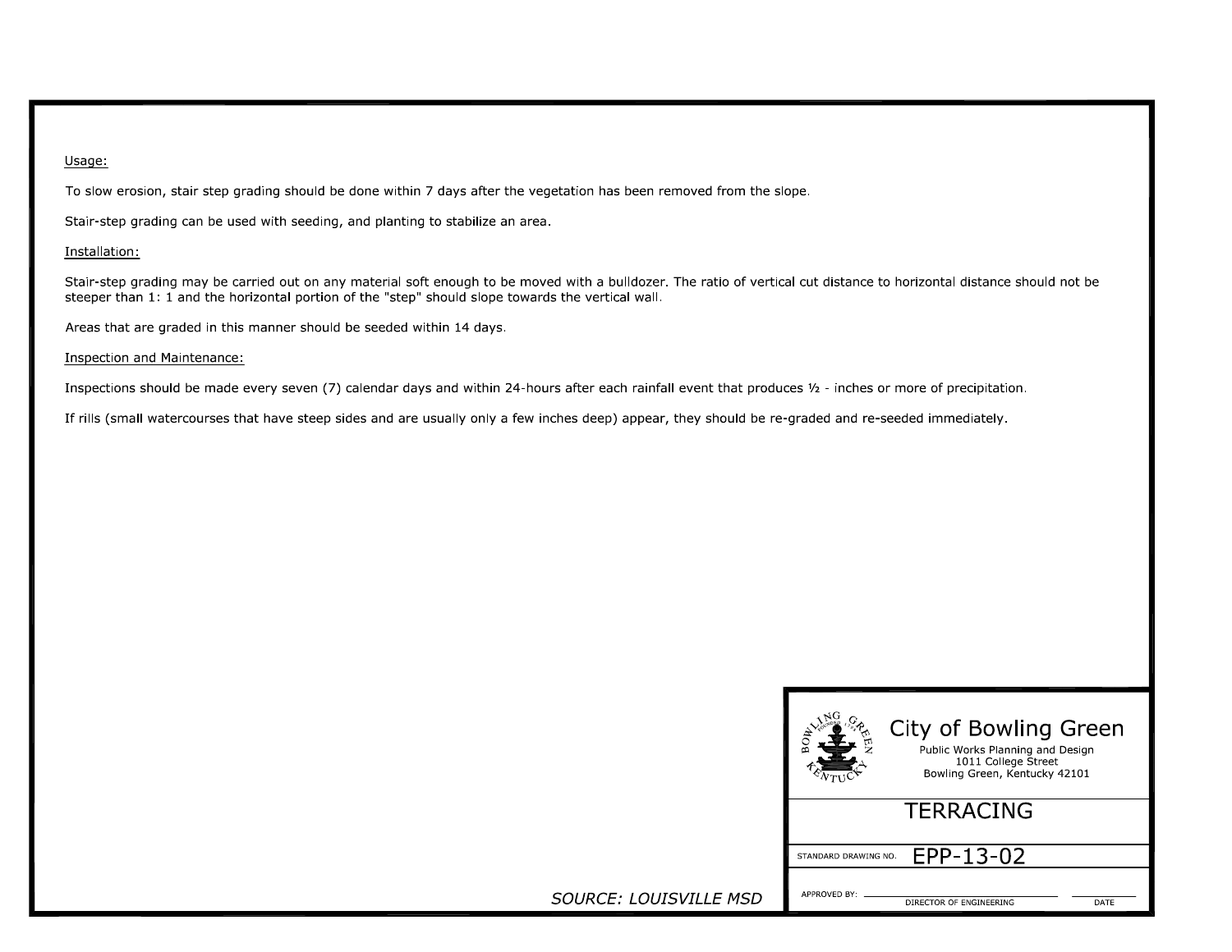Usage:

To slow erosion, stair step grading should be done within 7 days after the vegetation has been removed from the slope.

Stair-step grading can be used with seeding, and planting to stabilize an area.

Installation:

Stair-step grading may be carried out on any material soft enough to be moved with a bulldozer. The ratio of vertical cut distance to horizontal distance should not be steeper than 1: 1 and the horizontal portion of the "step" should slope towards the vertical wall.

Areas that are graded in this manner should be seeded within 14 days.

Inspection and Maintenance:

Inspections should be made every seven (7) calendar days and within 24-hours after each rainfall event that produces ½ - inches or more of precipitation.

If rills (small watercourses that have steep sides and are usually only a few inches deep) appear, they should be re-graded and re-seeded immediately.

*SOURCE: LOUISVILLE MSD*

City of Bowling Green
Public Works Planning and Design
1011 College Street
Bowling Green, Kentucky 42101

TERRACING

STANDARD DRAWING NO. EPP-13-02

APPROVED BY: ________________ DIRECTOR OF ENGINEERING ________ DATE